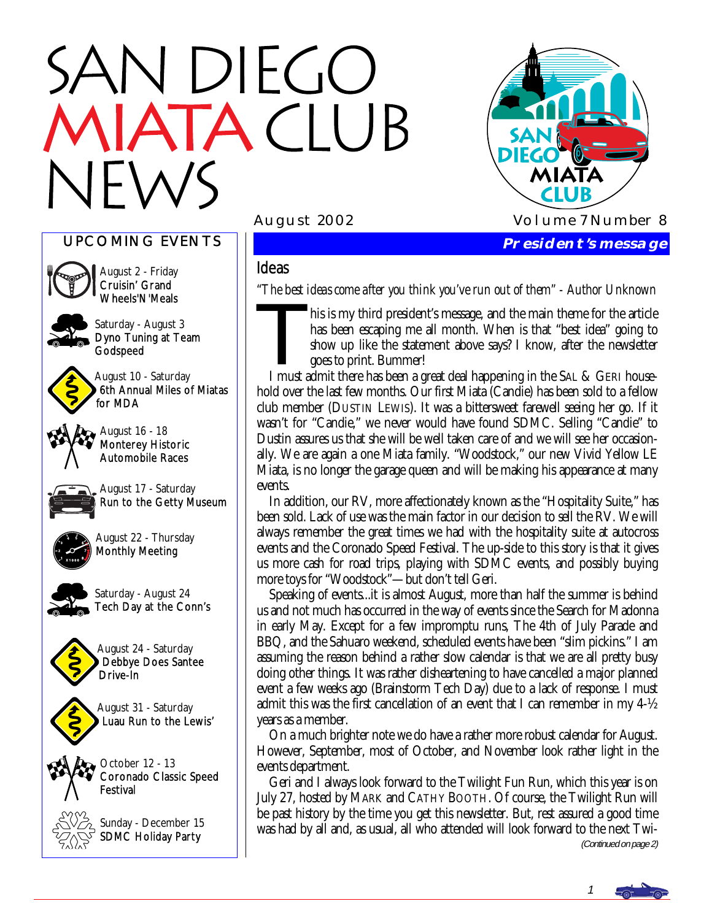# SAN DIEGO MIATA CLUB NEWS

August 2002 — Volume 7 Number 8

## UPCOMING EVENTS

- August 2 - Friday — Cruisin' Grand Wheels'N'Meals
- Saturday - August 3 — Dyno Tuning at Team Godspeed
- August 10 - Saturday — 6th Annual Miles of Miatas for MDA
- August 16 - 18 — Monterey Historic Automobile Races
- August 17 - Saturday — Run to the Getty Museum
- August 22 - Thursday — Monthly Meeting
- Saturday - August 24 — Tech Day at the Conn's
- August 24 - Saturday — Debbye Does Santee Drive-In
- August 31 - Saturday — Luau Run to the Lewis'
- October 12 - 13 — Coronado Classic Speed Festival
- Sunday - December 15 — SDMC Holiday Party

## President's message

### Ideas

*"The best ideas come after you think you've run out of them" - Author Unknown*

This is my third president's message, and the main theme for the article has been escaping me all month. When is that "best idea" going to show up like the statement above says? I know, after the newsletter goes to print. Bummer!

I must admit there has been a great deal happening in the SAL & GERI household over the last few months. Our first Miata (Candie) has been sold to a fellow club member (DUSTIN LEWIS). It was a bittersweet farewell seeing her go. If it wasn't for "Candie," we never would have found SDMC. Selling "Candie" to Dustin assures us that she will be well taken care of and we will see her occasionally. We are again a one Miata family. "Woodstock," our new Vivid Yellow LE Miata, is no longer the garage queen and will be making his appearance at many events.

In addition, our RV, more affectionately known as the "Hospitality Suite," has been sold. Lack of use was the main factor in our decision to sell the RV. We will always remember the great times we had with the hospitality suite at autocross events and the Coronado Speed Festival. The up-side to this story is that it gives us more cash for road trips, playing with SDMC events, and possibly buying more toys for "Woodstock"—but don't tell Geri.

Speaking of events...it is almost August, more than half the summer is behind us and not much has occurred in the way of events since the Search for Madonna in early May. Except for a few impromptu runs, The 4th of July Parade and BBQ, and the Sahuaro weekend, scheduled events have been "slim pickins." I am assuming the reason behind a rather slow calendar is that we are all pretty busy doing other things. It was rather disheartening to have cancelled a major planned event a few weeks ago (Brainstorm Tech Day) due to a lack of response. I must admit this was the first cancellation of an event that I can remember in my 4-½ years as a member.

On a much brighter note we do have a rather more robust calendar for August. However, September, most of October, and November look rather light in the events department.

Geri and I always look forward to the Twilight Fun Run, which this year is on July 27, hosted by MARK and CATHY BOOTH. Of course, the Twilight Run will be past history by the time you get this newsletter. But, rest assured a good time was had by all and, as usual, all who attended will look forward to the next Twi-

*(Continued on page 2)*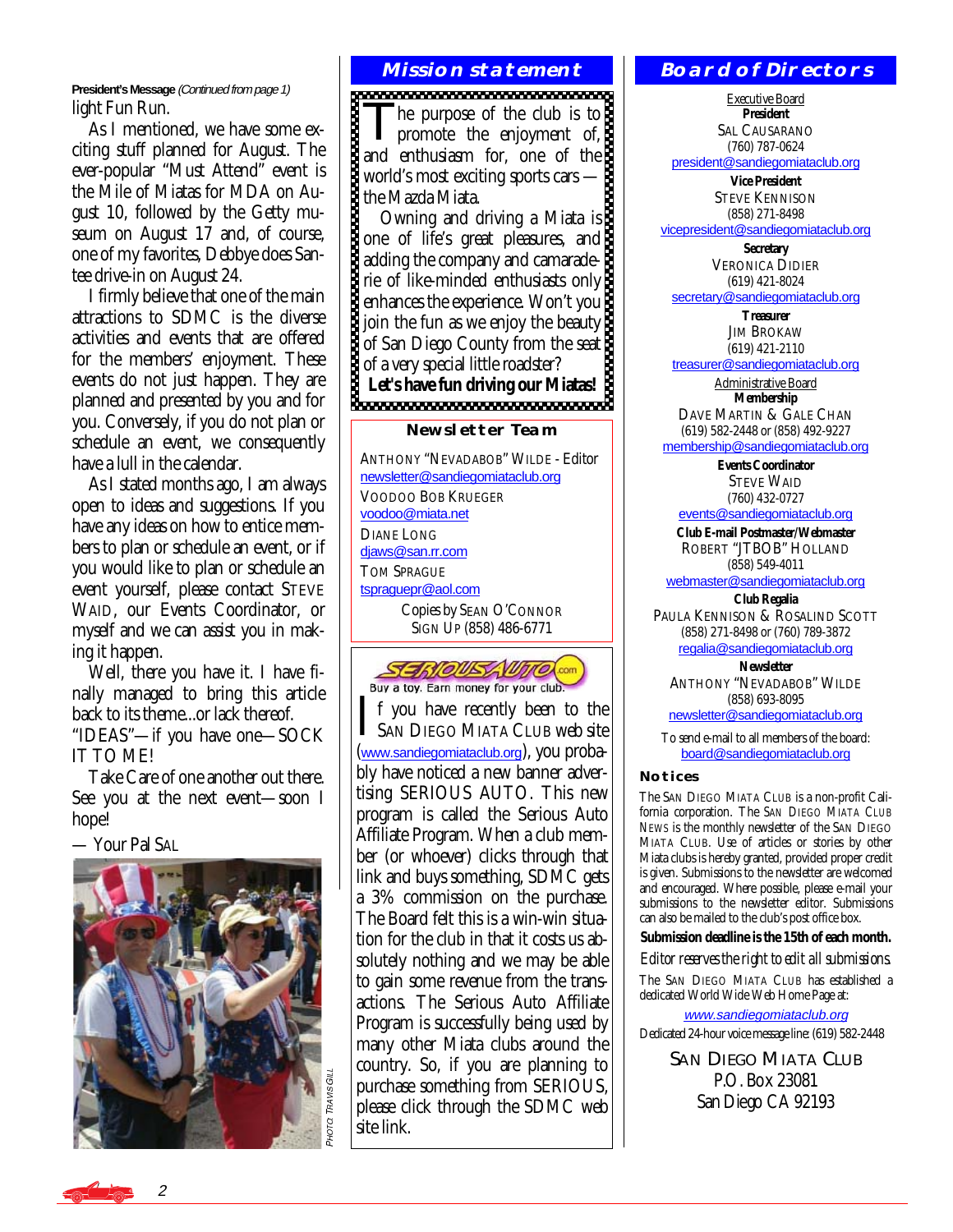**President's Message** *(Continued from page 1)*

light Fun Run.

As I mentioned, we have some exciting stuff planned for August. The ever-popular "Must Attend" event is the Mile of Miatas for MDA on August 10, followed by the Getty museum on August 17 and, of course, one of my favorites, Debbye does Santee drive-in on August 24.

I firmly believe that one of the main attractions to SDMC is the diverse activities and events that are offered for the members' enjoyment. These events do not just happen. They are planned and presented by you and for you. Conversely, if you do not plan or schedule an event, we consequently have a lull in the calendar.

As I stated months ago, I am always open to ideas and suggestions. If you have any ideas on how to entice members to plan or schedule an event, or if you would like to plan or schedule an event yourself, please contact STEVE WAID, our Events Coordinator, or myself and we can assist you in making it happen.

Well, there you have it. I have finally managed to bring this article back to its theme...or lack thereof. "IDEAS"—if you have one—SOCK IT TO ME!

Take Care of one another out there. See you at the next event—soon I hope!

— Your Pal SAL

PHOTO: TRAVIS GILL

## Mission statement

The purpose of the club is to promote the enjoyment of, and enthusiasm for, one of the world's most exciting sports cars — the Mazda Miata.

Owning and driving a Miata is one of life's great pleasures, and adding the company and camaraderie of like-minded enthusiasts only enhances the experience. Won't you join the fun as we enjoy the beauty of San Diego County from the seat of a very special little roadster?

**Let's have fun driving our Miatas!**

### Newsletter Team

ANTHONY "NEVADABOB" WILDE - Editor
newsletter@sandiegomiataclub.org

VOODOO BOB KRUEGER
voodoo@miata.net

DIANE LONG
djaws@san.rr.com

TOM SPRAGUE
tspraguepr@aol.com

Copies by SEAN O'CONNOR
SIGN UP (858) 486-6771

SERIOUSAUTO.com
Buy a toy. Earn money for your club.

If you have recently been to the SAN DIEGO MIATA CLUB web site (www.sandiegomiataclub.org), you probably have noticed a new banner advertising SERIOUS AUTO. This new program is called the Serious Auto Affiliate Program. When a club member (or whoever) clicks through that link and buys something, SDMC gets a 3% commission on the purchase. The Board felt this is a win-win situation for the club in that it costs us absolutely nothing and we may be able to gain some revenue from the transactions. The Serious Auto Affiliate Program is successfully being used by many other Miata clubs around the country. So, if you are planning to purchase something from SERIOUS, please click through the SDMC web site link.

## Board of Directors

Executive Board

**President**
SAL CAUSARANO
(760) 787-0624
president@sandiegomiataclub.org

**Vice President**
STEVE KENNISON
(858) 271-8498
vicepresident@sandiegomiataclub.org

**Secretary**
VERONICA DIDIER
(619) 421-8024
secretary@sandiegomiataclub.org

**Treasurer**
JIM BROKAW
(619) 421-2110
treasurer@sandiegomiataclub.org

Administrative Board

**Membership**
DAVE MARTIN & GALE CHAN
(619) 582-2448 or (858) 492-9227
membership@sandiegomiataclub.org

**Events Coordinator**
STEVE WAID
(760) 432-0727
events@sandiegomiataclub.org

**Club E-mail Postmaster/Webmaster**
ROBERT "JTBOB" HOLLAND
(858) 549-4011
webmaster@sandiegomiataclub.org

**Club Regalia**
PAULA KENNISON & ROSALIND SCOTT
(858) 271-8498 or (760) 789-3872
regalia@sandiegomiataclub.org

**Newsletter**
ANTHONY "NEVADABOB" WILDE
(858) 693-8095
newsletter@sandiegomiataclub.org

To send e-mail to all members of the board:
board@sandiegomiataclub.org

### Notices

The SAN DIEGO MIATA CLUB is a non-profit California corporation. The SAN DIEGO MIATA CLUB NEWS is the monthly newsletter of the SAN DIEGO MIATA CLUB. Use of articles or stories by other Miata clubs is hereby granted, provided proper credit is given. Submissions to the newsletter are welcomed and encouraged. Where possible, please e-mail your submissions to the newsletter editor. Submissions can also be mailed to the club's post office box.

**Submission deadline is the 15th of each month.**

*Editor reserves the right to edit all submissions.*

The SAN DIEGO MIATA CLUB has established a dedicated World Wide Web Home Page at:

*www.sandiegomiataclub.org*

Dedicated 24-hour voice message line: (619) 582-2448

SAN DIEGO MIATA CLUB
P.O. Box 23081
San Diego CA 92193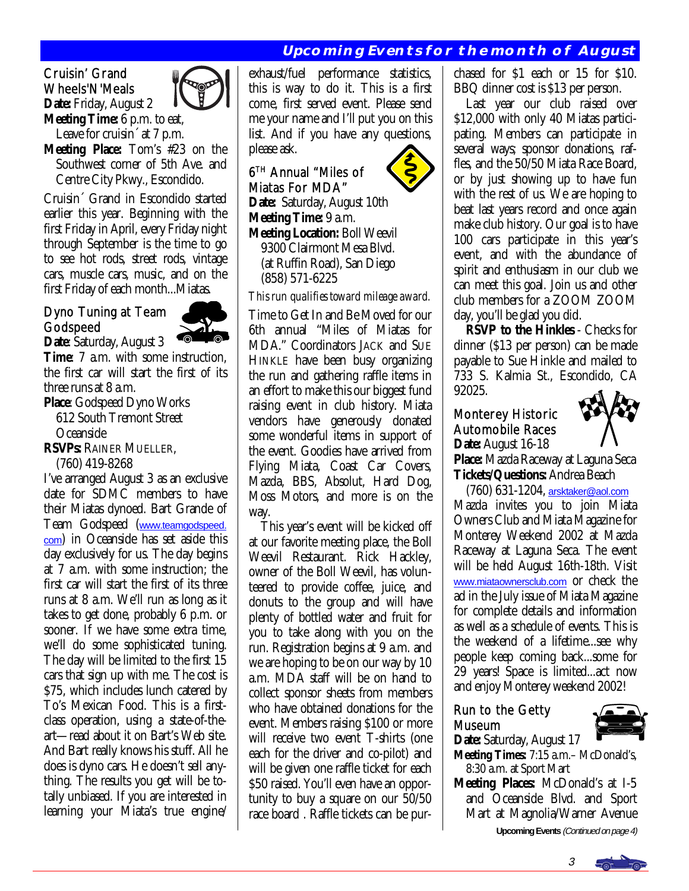## Upcoming Events for the month of August

### Cruisin' Grand Wheels'N'Meals

**Date:** Friday, August 2

**Meeting Time:** 6 p.m. to eat, Leave for cruisin´ at 7 p.m.

**Meeting Place:** Tom's #23 on the Southwest corner of 5th Ave. and Centre City Pkwy., Escondido.

Cruisin´ Grand in Escondido started earlier this year. Beginning with the first Friday in April, every Friday night through September is the time to go to see hot rods, street rods, vintage cars, muscle cars, music, and on the first Friday of each month...Miatas.

### Dyno Tuning at Team Godspeed

**Date**: Saturday, August 3

**Time**: 7 a.m. with some instruction, the first car will start the first of its three runs at 8 a.m.

**Place**: Godspeed Dyno Works
612 South Tremont Street
Oceanside

**RSVPs:** RAINER MUELLER, (760) 419-8268

I've arranged August 3 as an exclusive date for SDMC members to have their Miatas dynoed. Bart Grande of Team Godspeed (www.teamgodspeed.com) in Oceanside has set aside this day exclusively for us. The day begins at 7 a.m. with some instruction; the first car will start the first of its three runs at 8 a.m. We'll run as long as it takes to get done, probably 6 p.m. or sooner. If we have some extra time, we'll do some sophisticated tuning. The day will be limited to the first 15 cars that sign up with me. The cost is $75, which includes lunch catered by To's Mexican Food. This is a first-class operation, using a state-of-the-art—read about it on Bart's Web site. And Bart really knows his stuff. All he does is dyno cars. He doesn't sell anything. The results you get will be totally unbiased. If you are interested in learning your Miata's true engine/exhaust/fuel performance statistics, this is way to do it. This is a first come, first served event. Please send me your name and I'll put you on this list. And if you have any questions, please ask.

### 6TH Annual "Miles of Miatas For MDA"

**Date:** Saturday, August 10th

**Meeting Time:** 9 a.m.

**Meeting Location:** Boll Weevil
9300 Clairmont Mesa Blvd.
(at Ruffin Road), San Diego
(858) 571-6225

*This run qualifies toward mileage award.*

Time to Get In and Be Moved for our 6th annual "Miles of Miatas for MDA." Coordinators JACK and SUE HINKLE have been busy organizing the run and gathering raffle items in an effort to make this our biggest fund raising event in club history. Miata vendors have generously donated some wonderful items in support of the event. Goodies have arrived from Flying Miata, Coast Car Covers, Mazda, BBS, Absolut, Hard Dog, Moss Motors, and more is on the way.

This year's event will be kicked off at our favorite meeting place, the Boll Weevil Restaurant. Rick Hackley, owner of the Boll Weevil, has volunteered to provide coffee, juice, and donuts to the group and will have plenty of bottled water and fruit for you to take along with you on the run. Registration begins at 9 a.m. and we are hoping to be on our way by 10 a.m. MDA staff will be on hand to collect sponsor sheets from members who have obtained donations for the event. Members raising $100 or more will receive two event T-shirts (one each for the driver and co-pilot) and will be given one raffle ticket for each $50 raised. You'll even have an opportunity to buy a square on our 50/50 race board . Raffle tickets can be purchased for $1 each or 15 for $10. BBQ dinner cost is $13 per person.

Last year our club raised over $12,000 with only 40 Miatas participating. Members can participate in several ways; sponsor donations, raffles, and the 50/50 Miata Race Board, or by just showing up to have fun with the rest of us. We are hoping to beat last years record and once again make club history. Our goal is to have 100 cars participate in this year's event, and with the abundance of spirit and enthusiasm in our club we can meet this goal. Join us and other club members for a ZOOM ZOOM day, you'll be glad you did.

**RSVP to the Hinkles** - Checks for dinner ($13 per person) can be made payable to Sue Hinkle and mailed to 733 S. Kalmia St., Escondido, CA 92025.

### Monterey Historic Automobile Races

**Date:** August 16-18

**Place:** Mazda Raceway at Laguna Seca

**Tickets/Questions:** Andrea Beach (760) 631-1204, arsktaker@aol.com

Mazda invites you to join Miata Owners Club and Miata Magazine for Monterey Weekend 2002 at Mazda Raceway at Laguna Seca. The event will be held August 16th-18th. Visit www.miataownersclub.com or check the ad in the July issue of Miata Magazine for complete details and information as well as a schedule of events. This is the weekend of a lifetime...see why people keep coming back...some for 29 years! Space is limited...act now and enjoy Monterey weekend 2002!

### Run to the Getty Museum

**Date:** Saturday, August 17

**Meeting Times:** 7:15 a.m.– McDonald's, 8:30 a.m. at Sport Mart

**Meeting Places:** McDonald's at I-5 and Oceanside Blvd. and Sport Mart at Magnolia/Warner Avenue

**Upcoming Events** *(Continued on page 4)*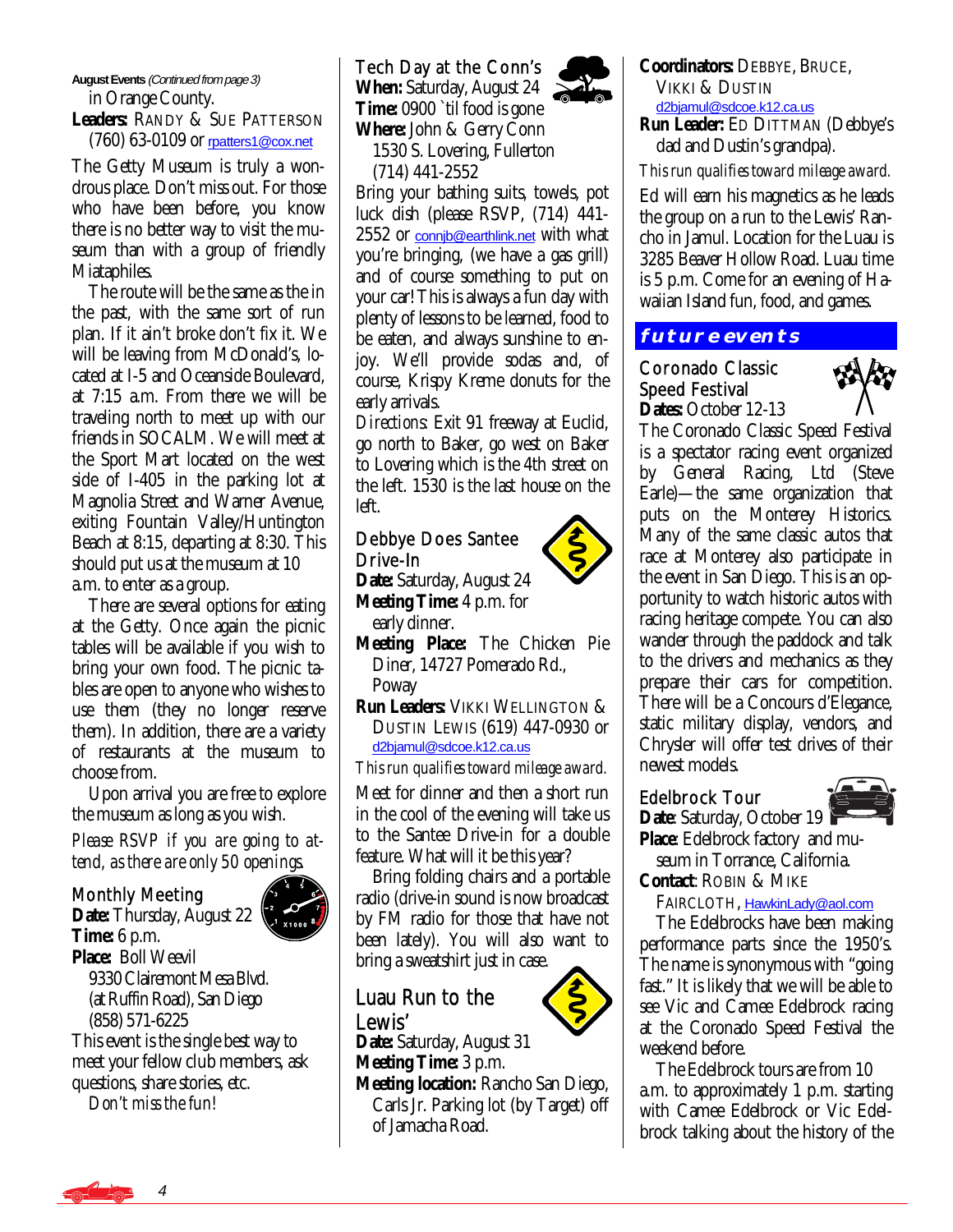**August Events** *(Continued from page 3)*
in Orange County.

**Leaders:** RANDY & SUE PATTERSON (760) 63-0109 or rpatters1@cox.net

The Getty Museum is truly a wondrous place. Don't miss out. For those who have been before, you know there is no better way to visit the museum than with a group of friendly Miataphiles.

The route will be the same as the in the past, with the same sort of run plan. If it ain't broke don't fix it. We will be leaving from McDonald's, located at I-5 and Oceanside Boulevard, at 7:15 a.m. From there we will be traveling north to meet up with our friends in SOCALM. We will meet at the Sport Mart located on the west side of I-405 in the parking lot at Magnolia Street and Warner Avenue, exiting Fountain Valley/Huntington Beach at 8:15, departing at 8:30. This should put us at the museum at 10 a.m. to enter as a group.

There are several options for eating at the Getty. Once again the picnic tables will be available if you wish to bring your own food. The picnic tables are open to anyone who wishes to use them (they no longer reserve them). In addition, there are a variety of restaurants at the museum to choose from.

Upon arrival you are free to explore the museum as long as you wish.

*Please RSVP if you are going to attend, as there are only 50 openings.*

### Monthly Meeting

**Date:** Thursday, August 22
**Time:** 6 p.m.
**Place:** Boll Weevil
9330 Clairemont Mesa Blvd.
(at Ruffin Road), San Diego
(858) 571-6225

This event is the single best way to meet your fellow club members, ask questions, share stories, etc.

*Don't miss the fun!*

### Tech Day at the Conn's

**When:** Saturday, August 24
**Time:** 0900 `til food is gone
**Where:** John & Gerry Conn
1530 S. Lovering, Fullerton
(714) 441-2552

Bring your bathing suits, towels, pot luck dish (please RSVP, (714) 441-2552 or connjb@earthlink.net with what you're bringing, (we have a gas grill) and of course something to put on your car! This is always a fun day with plenty of lessons to be learned, food to be eaten, and always sunshine to enjoy. We'll provide sodas and, of course, Krispy Kreme donuts for the early arrivals.

*Directions:* Exit 91 freeway at Euclid, go north to Baker, go west on Baker to Lovering which is the 4th street on the left. 1530 is the last house on the left.

### Debbye Does Santee Drive-In

**Date:** Saturday, August 24
**Meeting Time:** 4 p.m. for early dinner.
**Meeting Place:** The Chicken Pie Diner, 14727 Pomerado Rd., Poway
**Run Leaders:** VIKKI WELLINGTON & DUSTIN LEWIS (619) 447-0930 or d2bjamul@sdcoe.k12.ca.us

*This run qualifies toward mileage award.*

Meet for dinner and then a short run in the cool of the evening will take us to the Santee Drive-in for a double feature. What will it be this year?

Bring folding chairs and a portable radio (drive-in sound is now broadcast by FM radio for those that have not been lately). You will also want to bring a sweatshirt just in case.

### Luau Run to the Lewis'

**Date:** Saturday, August 31
**Meeting Time:** 3 p.m.
**Meeting location:** Rancho San Diego, Carls Jr. Parking lot (by Target) off of Jamacha Road.
**Coordinators:** DEBBYE, BRUCE, VIKKI & DUSTIN
d2bjamul@sdcoe.k12.ca.us
**Run Leader:** ED DITTMAN (Debbye's dad and Dustin's grandpa).

*This run qualifies toward mileage award.*

Ed will earn his magnetics as he leads the group on a run to the Lewis' Rancho in Jamul. Location for the Luau is 3285 Beaver Hollow Road. Luau time is 5 p.m. Come for an evening of Hawaiian Island fun, food, and games.

## future events

### Coronado Classic Speed Festival

**Dates:** October 12-13

The Coronado Classic Speed Festival is a spectator racing event organized by General Racing, Ltd (Steve Earle)—the same organization that puts on the Monterey Historics. Many of the same classic autos that race at Monterey also participate in the event in San Diego. This is an opportunity to watch historic autos with racing heritage compete. You can also wander through the paddock and talk to the drivers and mechanics as they prepare their cars for competition. There will be a Concours d'Elegance, static military display, vendors, and Chrysler will offer test drives of their newest models.

### Edelbrock Tour

**Date**: Saturday, October 19
**Place**: Edelbrock factory and museum in Torrance, California.
**Contact**: ROBIN & MIKE FAIRCLOTH, HawkinLady@aol.com

The Edelbrocks have been making performance parts since the 1950's. The name is synonymous with "going fast." It is likely that we will be able to see Vic and Camee Edelbrock racing at the Coronado Speed Festival the weekend before.

The Edelbrock tours are from 10 a.m. to approximately 1 p.m. starting with Camee Edelbrock or Vic Edelbrock talking about the history of the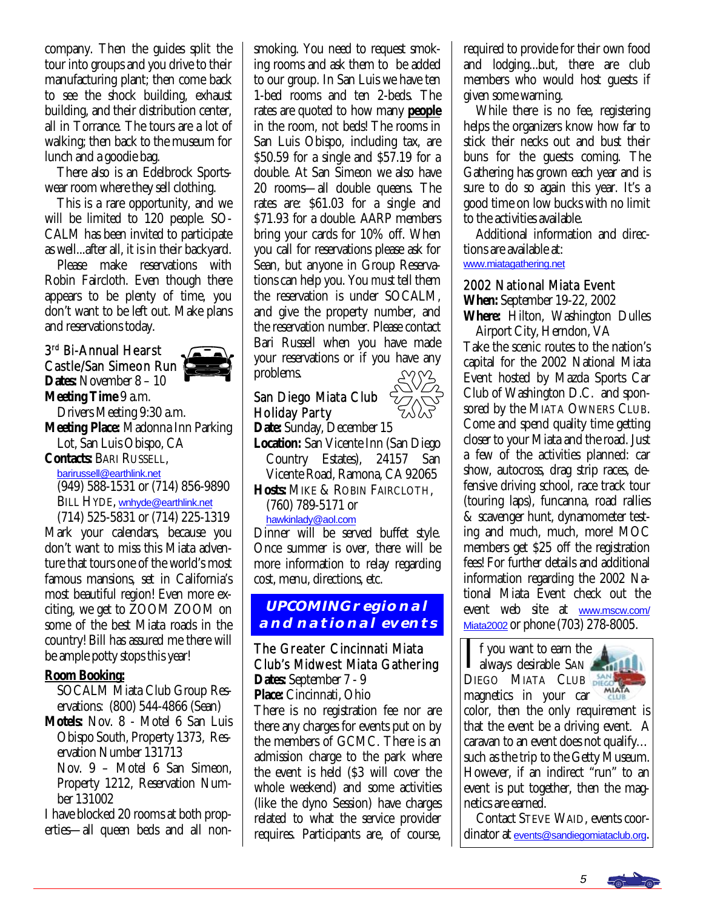company. Then the guides split the tour into groups and you drive to their manufacturing plant; then come back to see the shock building, exhaust building, and their distribution center, all in Torrance. The tours are a lot of walking; then back to the museum for lunch and a goodie bag.

There also is an Edelbrock Sportswear room where they sell clothing.

This is a rare opportunity, and we will be limited to 120 people. SOCALM has been invited to participate as well...after all, it is in their backyard.

Please make reservations with Robin Faircloth. Even though there appears to be plenty of time, you don't want to be left out. Make plans and reservations today.

### 3rd Bi-Annual Hearst Castle/San Simeon Run

**Dates:** November 8 – 10
**Meeting Time** 9 a.m.
Drivers Meeting 9:30 a.m.
**Meeting Place:** Madonna Inn Parking Lot, San Luis Obispo, CA
**Contacts:** BARI RUSSELL, barirussell@earthlink.net
(949) 588-1531 or (714) 856-9890
BILL HYDE, wnhyde@earthlink.net
(714) 525-5831 or (714) 225-1319

Mark your calendars, because you don't want to miss this Miata adventure that tours one of the world's most famous mansions, set in California's most beautiful region! Even more exciting, we get to ZOOM ZOOM on some of the best Miata roads in the country! Bill has assured me there will be ample potty stops this year!

**Room Booking:**
SOCALM Miata Club Group Reservations: (800) 544-4866 (Sean)
**Motels:** Nov. 8 - Motel 6 San Luis Obispo South, Property 1373, Reservation Number 131713
Nov. 9 – Motel 6 San Simeon, Property 1212, Reservation Number 131002

I have blocked 20 rooms at both properties—all queen beds and all non-smoking. You need to request smoking rooms and ask them to be added to our group. In San Luis we have ten 1-bed rooms and ten 2-beds. The rates are quoted to how many **people** in the room, not beds! The rooms in San Luis Obispo, including tax, are $50.59 for a single and $57.19 for a double. At San Simeon we also have 20 rooms—all double queens. The rates are: $61.03 for a single and $71.93 for a double. AARP members bring your cards for 10% off. When you call for reservations please ask for Sean, but anyone in Group Reservations can help you. You *must* tell them the reservation is under SOCALM, and give the property number, and the reservation number. Please contact Bari Russell when you have made your reservations or if you have any problems.

### San Diego Miata Club Holiday Party

**Date:** Sunday, December 15
**Location:** San Vicente Inn (San Diego Country Estates), 24157 San Vicente Road, Ramona, CA 92065
**Hosts:** MIKE & ROBIN FAIRCLOTH, (760) 789-5171 or hawkinlady@aol.com

Dinner will be served buffet style. Once summer is over, there will be more information to relay regarding cost, menu, directions, etc.

## UPCOMING regional and national events

### The Greater Cincinnati Miata Club's Midwest Miata Gathering

**Dates:** September 7 - 9
**Place:** Cincinnati, Ohio

There is no registration fee nor are there any charges for events put on by the members of GCMC. There is an admission charge to the park where the event is held ($3 will cover the whole weekend) and some activities (like the dyno Session) have charges related to what the service provider requires. Participants are, of course, required to provide for their own food and lodging...but, there are club members who would host guests if given some warning.

While there is no fee, registering helps the organizers know how far to stick their necks out and bust their buns for the guests coming. The Gathering has grown each year and is sure to do so again this year. It's a good time on low bucks with no limit to the activities available.

Additional information and directions are available at:
www.miatagathering.net

### 2002 National Miata Event

**When:** September 19-22, 2002
**Where:** Hilton, Washington Dulles Airport City, Herndon, VA

Take the scenic routes to the nation's capital for the 2002 National Miata Event hosted by Mazda Sports Car Club of Washington D.C. and sponsored by the MIATA OWNERS CLUB. Come and spend quality time getting closer to your Miata and the road. Just a few of the activities planned: car show, autocross, drag strip races, defensive driving school, race track tour (touring laps), funcanna, road rallies & scavenger hunt, dynamometer testing and much, much, more! MOC members get $25 off the registration fees! For further details and additional information regarding the 2002 National Miata Event check out the event web site at www.mscw.com/Miata2002 or phone (703) 278-8005.

If you want to earn the always desirable SAN DIEGO MIATA CLUB magnetics in your car color, then the only requirement is that the event be a driving event. A caravan to an event does not qualify… such as the trip to the Getty Museum. However, if an indirect "run" to an event is put together, then the magnetics are earned.

Contact STEVE WAID, events coordinator at events@sandiegomiataclub.org.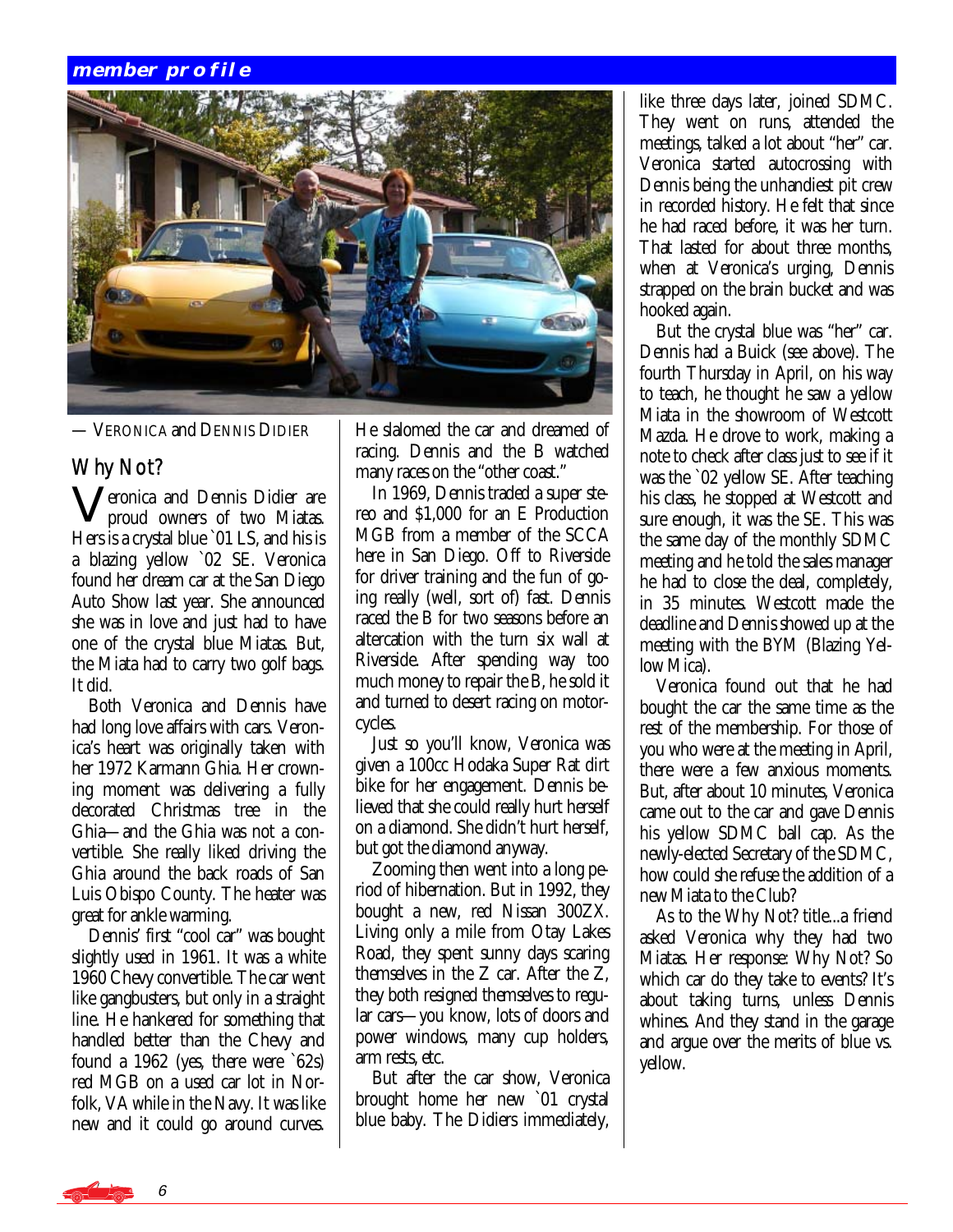**member profile**

— VERONICA and DENNIS DIDIER

## Why Not?

Veronica and Dennis Didier are proud owners of two Miatas. Hers is a crystal blue `01 LS, and his is a blazing yellow `02 SE. Veronica found her dream car at the San Diego Auto Show last year. She announced she was in love and just had to have one of the crystal blue Miatas. But, the Miata had to carry two golf bags. It did.

Both Veronica and Dennis have had long love affairs with cars. Veronica's heart was originally taken with her 1972 Karmann Ghia. Her crowning moment was delivering a fully decorated Christmas tree in the Ghia—and the Ghia was not a convertible. She really liked driving the Ghia around the back roads of San Luis Obispo County. The heater was great for ankle warming.

Dennis' first "cool car" was bought slightly used in 1961. It was a white 1960 Chevy convertible. The car went like gangbusters, but only in a straight line. He hankered for something that handled better than the Chevy and found a 1962 (yes, there were `62s) red MGB on a used car lot in Norfolk, VA while in the Navy. It was like new and it could go around curves. He slalomed the car and dreamed of racing. Dennis and the B watched many races on the "other coast."

In 1969, Dennis traded a super stereo and $1,000 for an E Production MGB from a member of the SCCA here in San Diego. Off to Riverside for driver training and the fun of going really (well, sort of) fast. Dennis raced the B for two seasons before an altercation with the turn six wall at Riverside. After spending way too much money to repair the B, he sold it and turned to desert racing on motorcycles.

Just so you'll know, Veronica was given a 100cc Hodaka Super Rat dirt bike for her engagement. Dennis believed that she could really hurt herself on a diamond. She didn't hurt herself, but got the diamond anyway.

Zooming then went into a long period of hibernation. But in 1992, they bought a new, red Nissan 300ZX. Living only a mile from Otay Lakes Road, they spent sunny days scaring themselves in the Z car. After the Z, they both resigned themselves to regular cars—you know, lots of doors and power windows, many cup holders, arm rests, etc.

But after the car show, Veronica brought home her new `01 crystal blue baby. The Didiers immediately, like three days later, joined SDMC. They went on runs, attended the meetings, talked a lot about "her" car. Veronica started autocrossing with Dennis being the unhandiest pit crew in recorded history. He felt that since he had raced before, it was her turn. That lasted for about three months, when at Veronica's urging, Dennis strapped on the brain bucket and was hooked again.

But the crystal blue was "her" car. Dennis had a Buick (see above). The fourth Thursday in April, on his way to teach, he thought he saw a yellow Miata in the showroom of Westcott Mazda. He drove to work, making a note to check after class just to see if it was the `02 yellow SE. After teaching his class, he stopped at Westcott and sure enough, it was the SE. This was the same day of the monthly SDMC meeting and he told the sales manager he had to close the deal, completely, in 35 minutes. Westcott made the deadline and Dennis showed up at the meeting with the BYM (Blazing Yellow Mica).

Veronica found out that he had bought the car the same time as the rest of the membership. For those of you who were at the meeting in April, there were a few anxious moments. But, after about 10 minutes, Veronica came out to the car and gave Dennis his yellow SDMC ball cap. As the newly-elected Secretary of the SDMC, how could she refuse the addition of a new Miata to the Club?

As to the Why Not? title...a friend asked Veronica why they had two Miatas. Her response: Why Not? So which car do they take to events? It's about taking turns, unless Dennis whines. And they stand in the garage and argue over the merits of blue vs. yellow.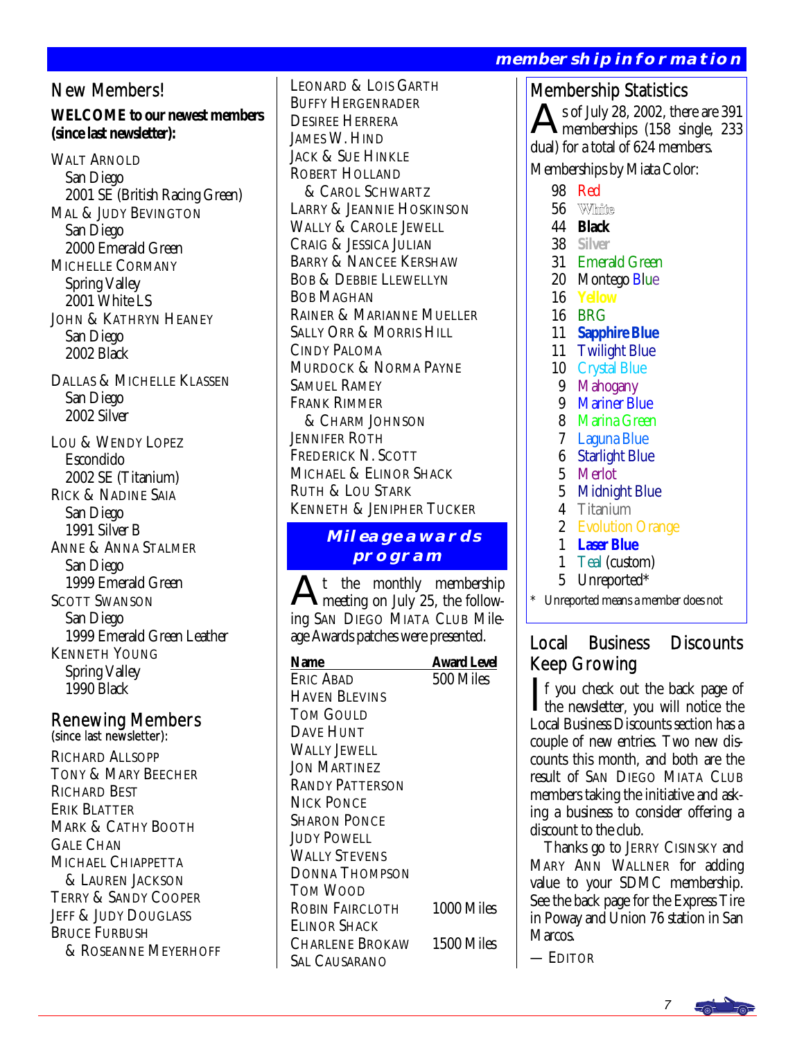# membership information

## New Members!

**WELCOME to our newest members (since last newsletter):**

WALT ARNOLD
San Diego
2001 SE (British Racing Green)

MAL & JUDY BEVINGTON
San Diego
2000 Emerald Green

MICHELLE CORMANY
Spring Valley
2001 White LS

JOHN & KATHRYN HEANEY
San Diego
2002 Black

DALLAS & MICHELLE KLASSEN
San Diego
2002 Silver

LOU & WENDY LOPEZ
Escondido
2002 SE (Titanium)

RICK & NADINE SAIA
San Diego
1991 Silver B

ANNE & ANNA STALMER
San Diego
1999 Emerald Green

SCOTT SWANSON
San Diego
1999 Emerald Green Leather

KENNETH YOUNG
Spring Valley
1990 Black

## Renewing Members

(since last newsletter):

RICHARD ALLSOPP
TONY & MARY BEECHER
RICHARD BEST
ERIK BLATTER
MARK & CATHY BOOTH
GALE CHAN
MICHAEL CHIAPPETTA & LAUREN JACKSON
TERRY & SANDY COOPER
JEFF & JUDY DOUGLASS
BRUCE FURBUSH & ROSEANNE MEYERHOFF
LEONARD & LOIS GARTH
BUFFY HERGENRADER
DESIREE HERRERA
JAMES W. HIND
JACK & SUE HINKLE
ROBERT HOLLAND & CAROL SCHWARTZ
LARRY & JEANNIE HOSKINSON
WALLY & CAROLE JEWELL
CRAIG & JESSICA JULIAN
BARRY & NANCEE KERSHAW
BOB & DEBBIE LLEWELLYN
BOB MAGHAN
RAINER & MARIANNE MUELLER
SALLY ORR & MORRIS HILL
CINDY PALOMA
MURDOCK & NORMA PAYNE
SAMUEL RAMEY
FRANK RIMMER & CHARM JOHNSON
JENNIFER ROTH
FREDERICK N. SCOTT
MICHAEL & ELINOR SHACK
RUTH & LOU STARK
KENNETH & JENIPHER TUCKER

## Mileage awards program

At the monthly membership meeting on July 25, the following SAN DIEGO MIATA CLUB Mileage Awards patches were presented.

| Name | Award Level |
|---|---|
| ERIC ABAD | 500 Miles |
| HAVEN BLEVINS | |
| TOM GOULD | |
| DAVE HUNT | |
| WALLY JEWELL | |
| JON MARTINEZ | |
| RANDY PATTERSON | |
| NICK PONCE | |
| SHARON PONCE | |
| JUDY POWELL | |
| WALLY STEVENS | |
| DONNA THOMPSON | |
| TOM WOOD | |
| ROBIN FAIRCLOTH | 1000 Miles |
| ELINOR SHACK | |
| CHARLENE BROKAW | 1500 Miles |
| SAL CAUSARANO | |

## Membership Statistics

As of July 28, 2002, there are 391 memberships (158 single, 233 dual) for a total of 624 members.

Memberships by Miata Color:

| | |
|---|---|
| 98 | Red |
| 56 | White |
| 44 | Black |
| 38 | Silver |
| 31 | Emerald Green |
| 20 | Montego Blue |
| 16 | Yellow |
| 16 | BRG |
| 11 | Sapphire Blue |
| 11 | Twilight Blue |
| 10 | Crystal Blue |
| 9 | Mahogany |
| 9 | Mariner Blue |
| 8 | Marina Green |
| 7 | Laguna Blue |
| 6 | Starlight Blue |
| 5 | Merlot |
| 5 | Midnight Blue |
| 4 | Titanium |
| 2 | Evolution Orange |
| 1 | Laser Blue |
| 1 | Teal (custom) |
| 5 | Unreported* |

\* Unreported means a member does not

## Local Business Discounts Keep Growing

If you check out the back page of the newsletter, you will notice the Local Business Discounts section has a couple of new entries. Two new discounts this month, and both are the result of SAN DIEGO MIATA CLUB members taking the initiative and asking a business to consider offering a discount to the club.

Thanks go to JERRY CISINSKY and MARY ANN WALLNER for adding value to your SDMC membership. See the back page for the Express Tire in Poway and Union 76 station in San Marcos.

— EDITOR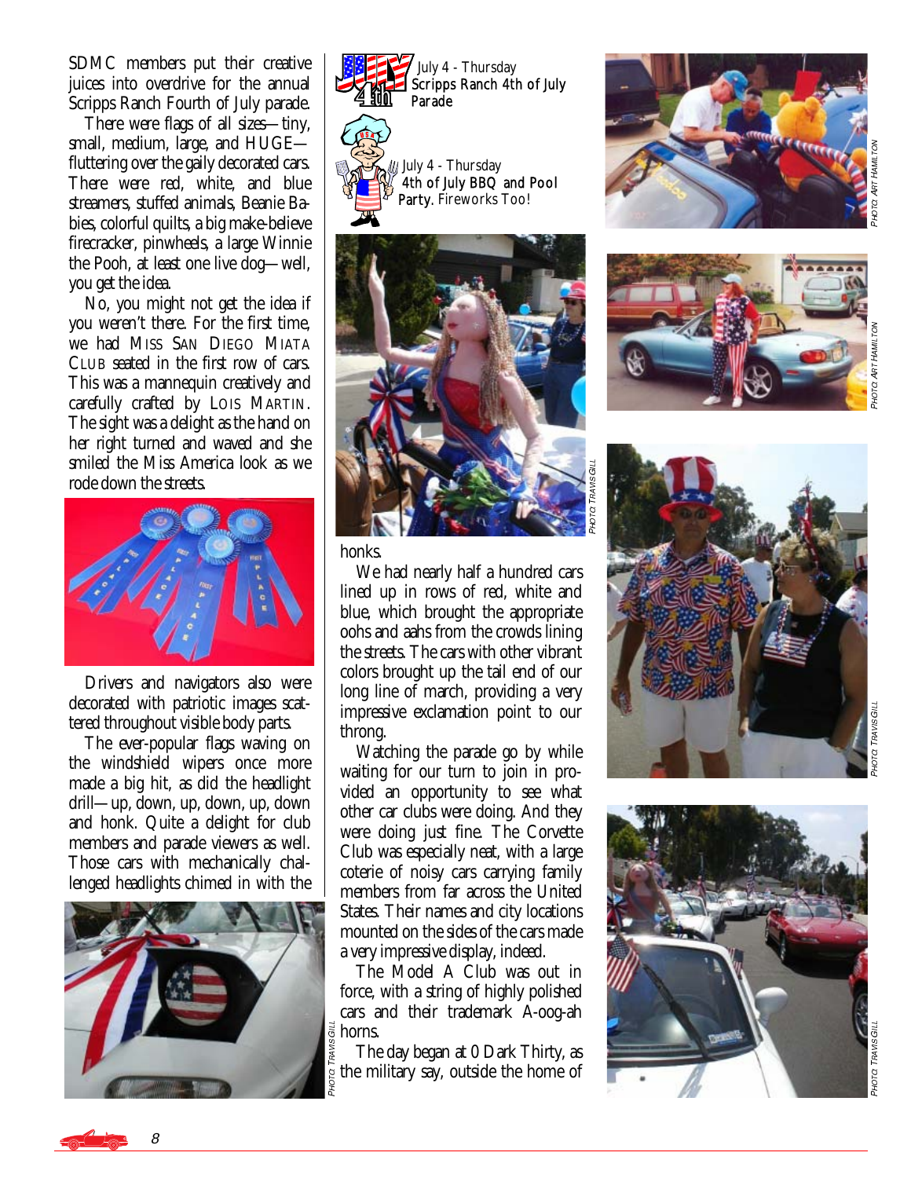SDMC members put their creative juices into overdrive for the annual Scripps Ranch Fourth of July parade.

There were flags of all sizes—tiny, small, medium, large, and HUGE—fluttering over the gaily decorated cars. There were red, white, and blue streamers, stuffed animals, Beanie Babies, colorful quilts, a big make-believe firecracker, pinwheels, a large Winnie the Pooh, at least one live dog—well, you get the idea.

No, you might not get the idea if you weren't there. For the first time, we had MISS SAN DIEGO MIATA CLUB seated in the first row of cars. This was a mannequin creatively and carefully crafted by LOIS MARTIN. The sight was a delight as the hand on her right turned and waved and she smiled the Miss America look as we rode down the streets.

Drivers and navigators also were decorated with patriotic images scattered throughout visible body parts.

The ever-popular flags waving on the windshield wipers once more made a big hit, as did the headlight drill—up, down, up, down, up, down and honk. Quite a delight for club members and parade viewers as well. Those cars with mechanically challenged headlights chimed in with the honks.

We had nearly half a hundred cars lined up in rows of red, white and blue, which brought the appropriate oohs and aahs from the crowds lining the streets. The cars with other vibrant colors brought up the tail end of our long line of march, providing a very impressive exclamation point to our throng.

Watching the parade go by while waiting for our turn to join in provided an opportunity to see what other car clubs were doing. And they were doing just fine. The Corvette Club was especially neat, with a large coterie of noisy cars carrying family members from far across the United States. Their names and city locations mounted on the sides of the cars made a very impressive display, indeed.

The Model A Club was out in force, with a string of highly polished cars and their trademark A-oog-ah horns.

The day began at 0 Dark Thirty, as the military say, outside the home of

July 4 - Thursday
**Scripps Ranch 4th of July Parade**

July 4 - Thursday
**4th of July BBQ and Pool Party.** Fireworks Too!

PHOTO: TRAVIS GILL

PHOTO: TRAVIS GILL

PHOTO: ART HAMILTON

PHOTO: ART HAMILTON

PHOTO: TRAVIS GILL

PHOTO: TRAVIS GILL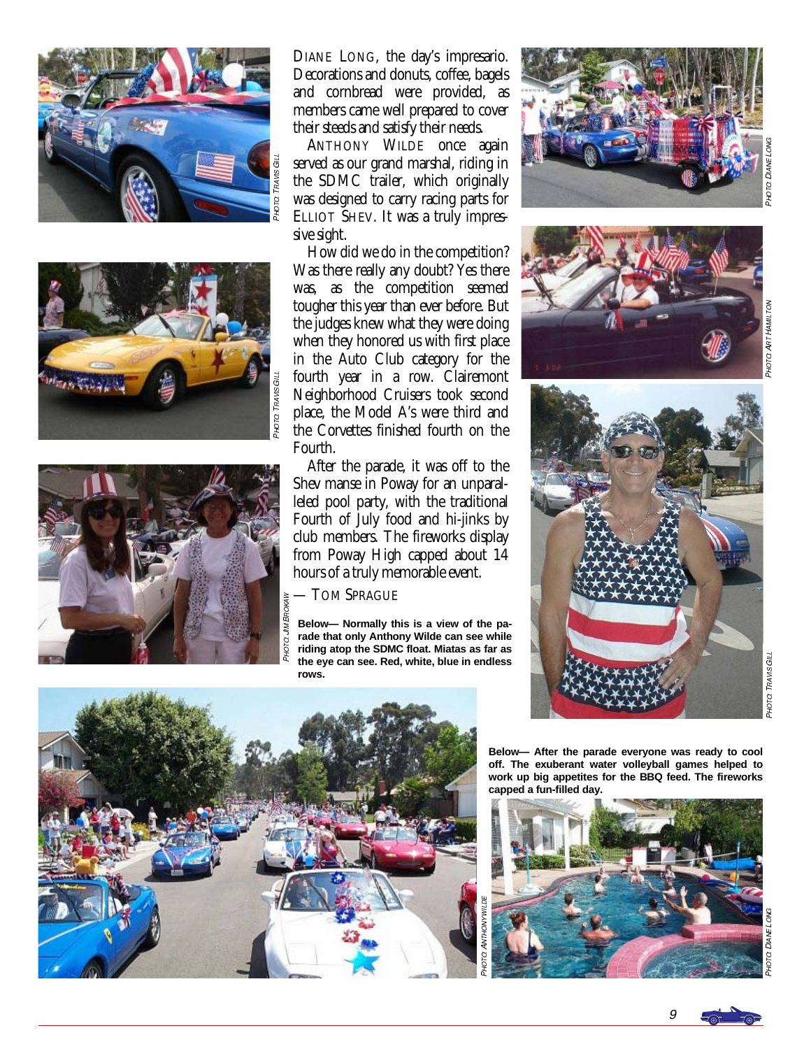DIANE LONG, the day's impresario. Decorations and donuts, coffee, bagels and cornbread were provided, as members came well prepared to cover their steeds and satisfy their needs.

ANTHONY WILDE once again served as our grand marshal, riding in the SDMC trailer, which originally was designed to carry racing parts for ELLIOT SHEV. It was a truly impressive sight.

How did we do in the competition? Was there really any doubt? Yes there was, as the competition seemed tougher this year than ever before. But the judges knew what they were doing when they honored us with first place in the Auto Club category for the fourth year in a row. Clairemont Neighborhood Cruisers took second place, the Model A's were third and the Corvettes finished fourth on the Fourth.

After the parade, it was off to the Shev manse in Poway for an unparalleled pool party, with the traditional Fourth of July food and hi-jinks by club members. The fireworks display from Poway High capped about 14 hours of a truly memorable event.

— TOM SPRAGUE

PHOTO: TRAVIS GILL

PHOTO: TRAVIS GILL

PHOTO: JIM BROKAW

PHOTO: DIANE LONG

PHOTO: ART HAMILTON

PHOTO: TRAVIS GILL

**Below— Normally this is a view of the parade that only Anthony Wilde can see while riding atop the SDMC float. Miatas as far as the eye can see. Red, white, blue in endless rows.**

PHOTO: ANTHONY WILDE

**Below— After the parade everyone was ready to cool off. The exuberant water volleyball games helped to work up big appetites for the BBQ feed. The fireworks capped a fun-filled day.**

PHOTO: DIANE LONG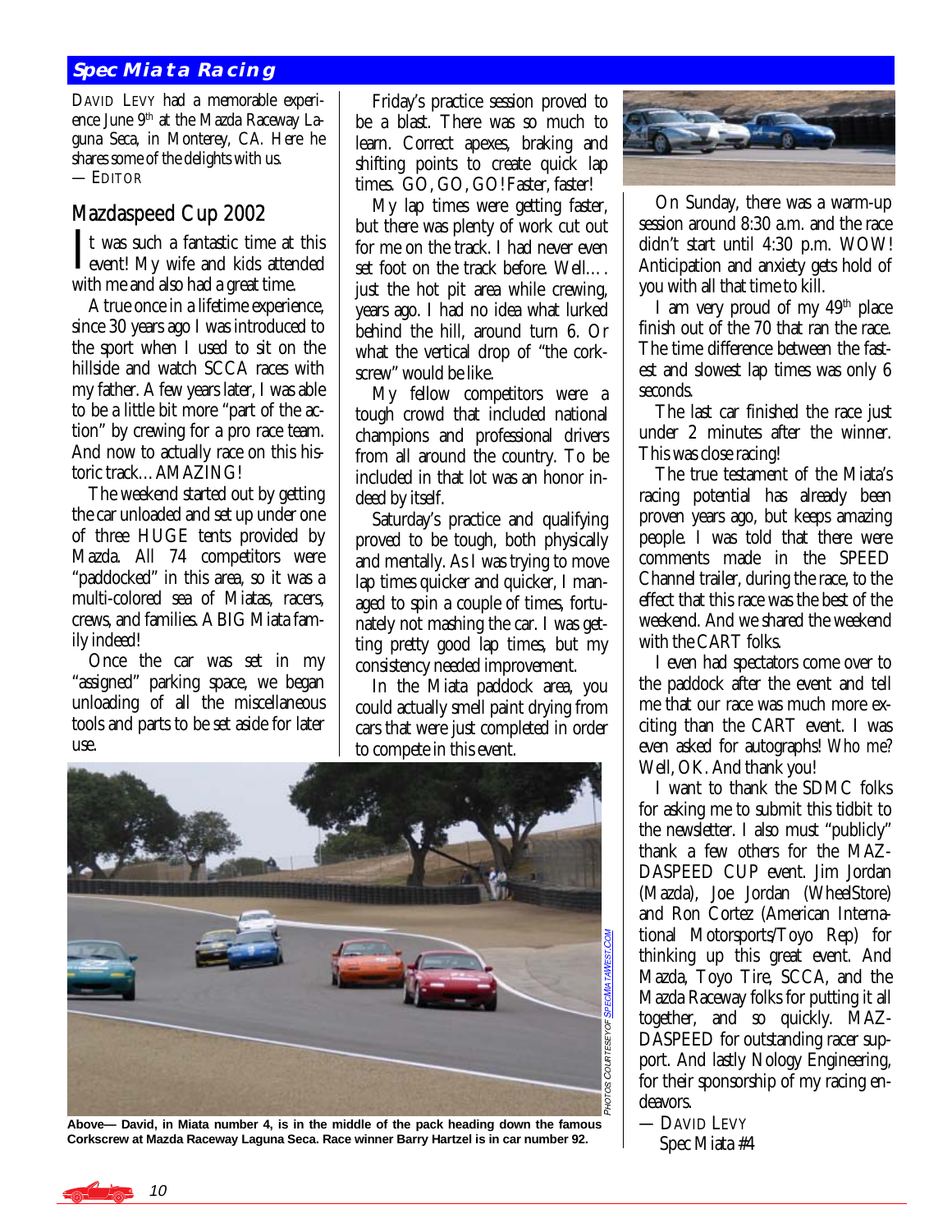## Spec Miata Racing

DAVID LEVY had a memorable experience June 9th at the Mazda Raceway Laguna Seca, in Monterey, CA. Here he shares some of the delights with us.
— EDITOR

## Mazdaspeed Cup 2002

It was such a fantastic time at this event! My wife and kids attended with me and also had a great time.

A true once in a lifetime experience, since 30 years ago I was introduced to the sport when I used to sit on the hillside and watch SCCA races with my father. A few years later, I was able to be a little bit more "part of the action" by crewing for a pro race team. And now to actually race on this historic track…AMAZING!

The weekend started out by getting the car unloaded and set up under one of three HUGE tents provided by Mazda. All 74 competitors were "paddocked" in this area, so it was a multi-colored sea of Miatas, racers, crews, and families. A BIG Miata family indeed!

Once the car was set in my "assigned" parking space, we began unloading of all the miscellaneous tools and parts to be set aside for later use.

Friday's practice session proved to be a blast. There was so much to learn. Correct apexes, braking and shifting points to create quick lap times. GO, GO, GO! Faster, faster!

My lap times were getting faster, but there was plenty of work cut out for me on the track. I had never even set foot on the track before. Well…. just the hot pit area while crewing, years ago. I had no idea what lurked behind the hill, around turn 6. Or what the vertical drop of "the corkscrew" would be like.

My fellow competitors were a tough crowd that included national champions and professional drivers from all around the country. To be included in that lot was an honor indeed by itself.

Saturday's practice and qualifying proved to be tough, both physically and mentally. As I was trying to move lap times quicker and quicker, I managed to spin a couple of times, fortunately not mashing the car. I was getting pretty good lap times, but my consistency needed improvement.

In the Miata paddock area, you could actually smell paint drying from cars that were just completed in order to compete in this event.

Above— David, in Miata number 4, is in the middle of the pack heading down the famous Corkscrew at Mazda Raceway Laguna Seca. Race winner Barry Hartzel is in car number 92.

PHOTOS COURTESY OF SPECMIATAWEST.COM

On Sunday, there was a warm-up session around 8:30 a.m. and the race didn't start until 4:30 p.m. WOW! Anticipation and anxiety gets hold of you with all that time to kill.

I am very proud of my 49th place finish out of the 70 that ran the race. The time difference between the fastest and slowest lap times was only 6 seconds.

The last car finished the race just under 2 minutes after the winner. This was close racing!

The true testament of the Miata's racing potential has already been proven years ago, but keeps amazing people. I was told that there were comments made in the SPEED Channel trailer, during the race, to the effect that this race was the best of the weekend. And we shared the weekend with the CART folks.

I even had spectators come over to the paddock after the event and tell me that our race was much more exciting than the CART event. I was even asked for autographs! *Who me?* Well, OK. And thank you!

I want to thank the SDMC folks for asking me to submit this tidbit to the newsletter. I also must "publicly" thank a few others for the MAZDASPEED CUP event. Jim Jordan (Mazda), Joe Jordan (WheelStore) and Ron Cortez (American International Motorsports/Toyo Rep) for thinking up this great event. And Mazda, Toyo Tire, SCCA, and the Mazda Raceway folks for putting it all together, and so quickly. MAZDASPEED for outstanding racer support. And lastly Nology Engineering, for their sponsorship of my racing endeavors.

— DAVID LEVY
Spec Miata #4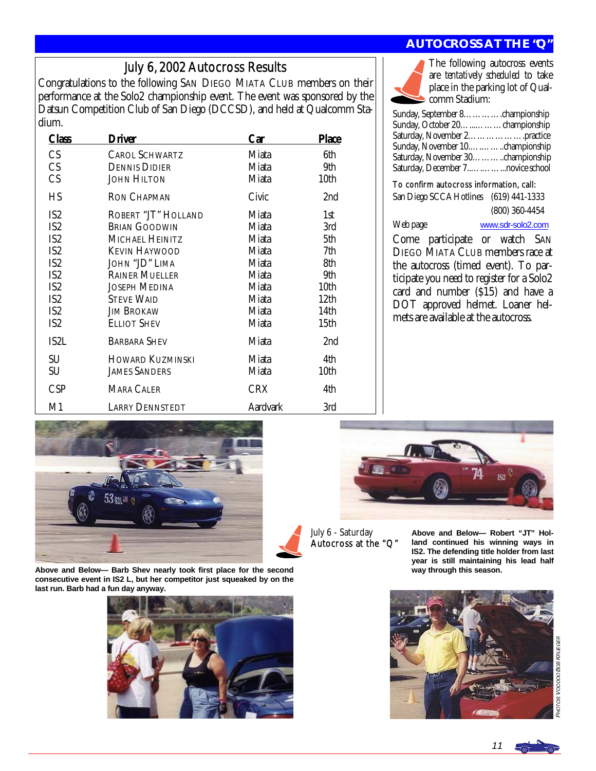## AUTOCROSS AT THE "Q"

### July 6, 2002 Autocross Results

Congratulations to the following SAN DIEGO MIATA CLUB members on their performance at the Solo2 championship event. The event was sponsored by the Datsun Competition Club of San Diego (DCCSD), and held at Qualcomm Stadium.

| Class | Driver | Car | Place |
|---|---|---|---|
| CS | CAROL SCHWARTZ | Miata | 6th |
| CS | DENNIS DIDIER | Miata | 9th |
| CS | JOHN HILTON | Miata | 10th |
| HS | RON CHAPMAN | Civic | 2nd |
| IS2 | ROBERT "JT" HOLLAND | Miata | 1st |
| IS2 | BRIAN GOODWIN | Miata | 3rd |
| IS2 | MICHAEL HEINITZ | Miata | 5th |
| IS2 | KEVIN HAYWOOD | Miata | 7th |
| IS2 | JOHN "JD" LIMA | Miata | 8th |
| IS2 | RAINER MUELLER | Miata | 9th |
| IS2 | JOSEPH MEDINA | Miata | 10th |
| IS2 | STEVE WAID | Miata | 12th |
| IS2 | JIM BROKAW | Miata | 14th |
| IS2 | ELLIOT SHEV | Miata | 15th |
| IS2L | BARBARA SHEV | Miata | 2nd |
| SU | HOWARD KUZMINSKI | Miata | 4th |
| SU | JAMES SANDERS | Miata | 10th |
| CSP | MARA CALER | CRX | 4th |
| M1 | LARRY DENNSTEDT | Aardvark | 3rd |

The following autocross events are tentatively scheduled to take place in the parking lot of Qualcomm Stadium:

- Sunday, September 8…………championship
- Sunday, October 20……..……championship
- Saturday, November 2………………practice
- Sunday, November 10…………championship
- Saturday, November 30………championship
- Saturday, December 7……………novice school

To confirm autocross information, call:
San Diego SCCA Hotlines (619) 441-1333
(800) 360-4454

Web page www.sdr-solo2.com

Come participate or watch SAN DIEGO MIATA CLUB members race at the autocross (timed event). To participate you need to register for a Solo2 card and number ($15) and have a DOT approved helmet. Loaner helmets are available at the autocross.

July 6 - Saturday
Autocross at the "Q"

**Above and Below— Barb Shev nearly took first place for the second consecutive event in IS2 L, but her competitor just squeaked by on the last run. Barb had a fun day anyway.**

**Above and Below— Robert "JT" Holland continued his winning ways in IS2. The defending title holder from last year is still maintaining his lead half way through this season.**

*PHOTOS VOODOO BOB KRUEGER*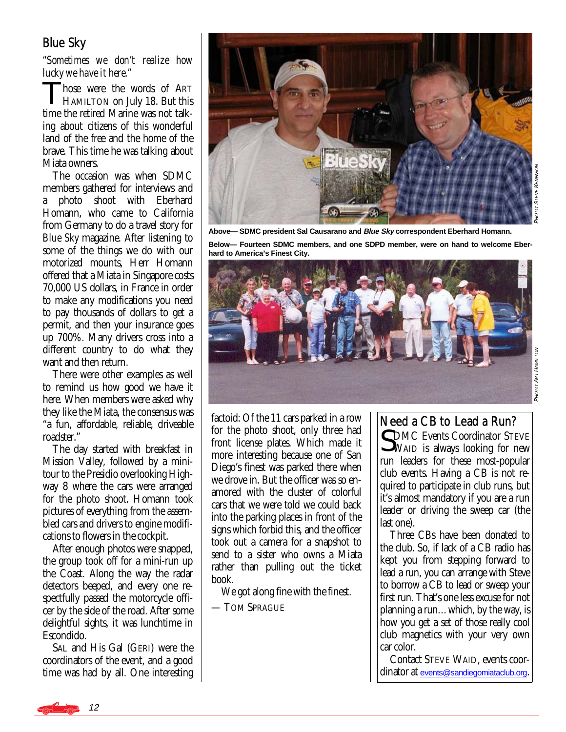## Blue Sky

*"Sometimes we don't realize how lucky we have it here."*

Those were the words of ART HAMILTON on July 18. But this time the retired Marine was not talking about citizens of this wonderful land of the free and the home of the brave. This time he was talking about Miata owners.

The occasion was when SDMC members gathered for interviews and a photo shoot with Eberhard Homann, who came to California from Germany to do a travel story for *Blue Sky* magazine. After listening to some of the things we do with our motorized mounts, Herr Homann offered that a Miata in Singapore costs 70,000 US dollars, in France in order to make any modifications you need to pay thousands of dollars to get a permit, and then your insurance goes up 700%. Many drivers cross into a different country to do what they want and then return.

There were other examples as well to remind us how good we have it here. When members were asked why they like the Miata, the consensus was "a fun, affordable, reliable, driveable roadster."

The day started with breakfast in Mission Valley, followed by a mini-tour to the Presidio overlooking Highway 8 where the cars were arranged for the photo shoot. Homann took pictures of everything from the assembled cars and drivers to engine modifications to flowers in the cockpit.

After enough photos were snapped, the group took off for a mini-run up the Coast. Along the way the radar detectors beeped, and every one respectfully passed the motorcycle officer by the side of the road. After some delightful sights, it was lunchtime in Escondido.

SAL and His Gal (GERI) were the coordinators of the event, and a good time was had by all. One interesting factoid: Of the 11 cars parked in a row for the photo shoot, only three had front license plates. Which made it more interesting because one of San Diego's finest was parked there when we drove in. But the officer was so enamored with the cluster of colorful cars that we were told we could back into the parking places in front of the signs which forbid this, and the officer took out a camera for a snapshot to send to a sister who owns a Miata rather than pulling out the ticket book.

We got along fine with the finest.

— TOM SPRAGUE

**Above— SDMC president Sal Causarano and *Blue Sky* correspondent Eberhard Homann.**

PHOTO: STEVE KENNISON

**Below— Fourteen SDMC members, and one SDPD member, were on hand to welcome Eberhard to America's Finest City.**

PHOTO: ART HAMILTON

## Need a CB to Lead a Run?

SDMC Events Coordinator STEVE WAID is always looking for new run leaders for these most-popular club events. Having a CB is not required to participate in club runs, but it's almost mandatory if you are a run leader or driving the sweep car (the last one).

Three CBs have been donated to the club. So, if lack of a CB radio has kept you from stepping forward to lead a run, you can arrange with Steve to borrow a CB to lead or sweep your first run. That's one less excuse for not planning a run… which, by the way, is how you get a set of those really cool club magnetics with your very own car color.

Contact STEVE WAID, events coordinator at events@sandiegomiataclub.org.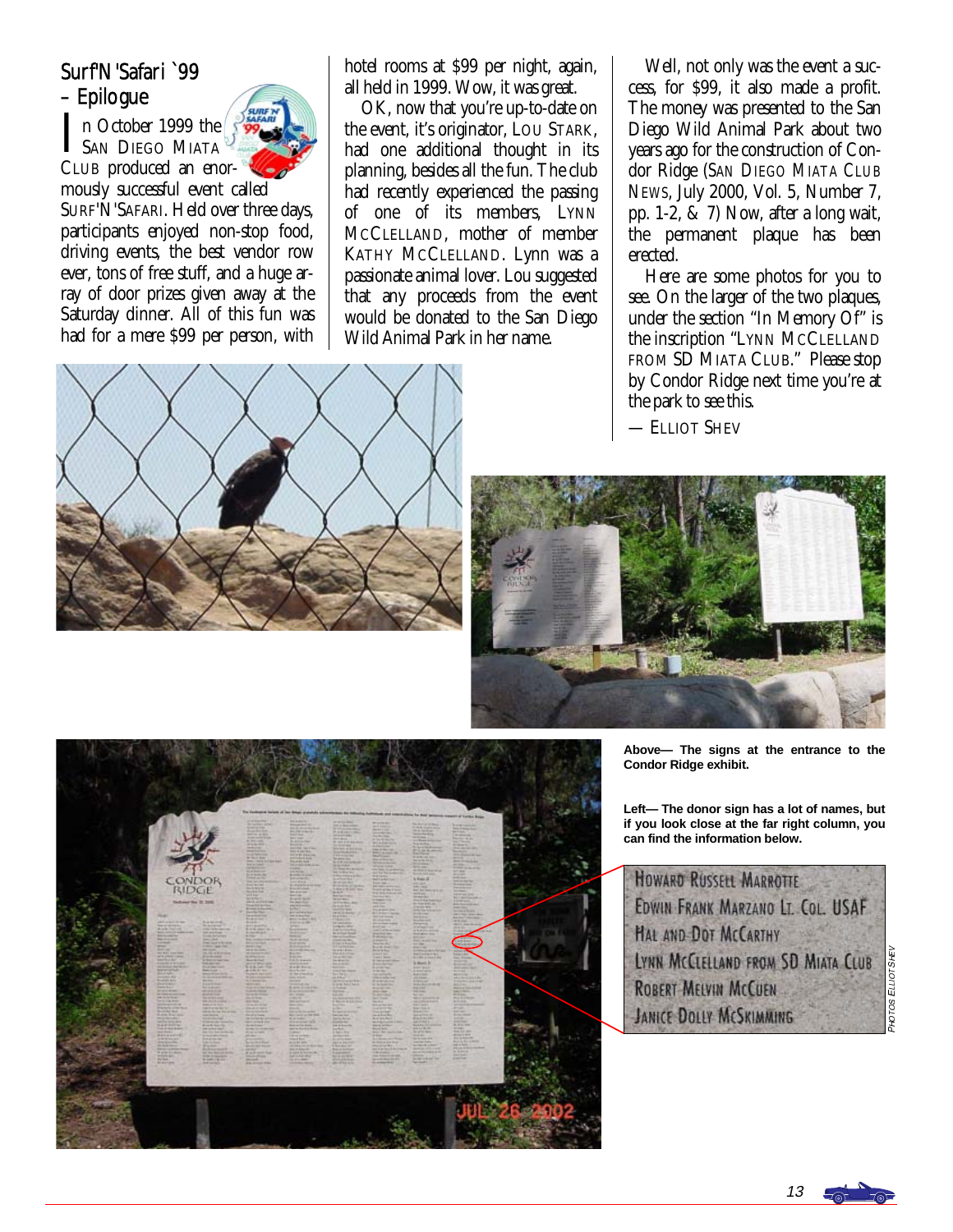## Surf'N'Safari `99 – Epilogue

In October 1999 the SAN DIEGO MIATA CLUB produced an enormously successful event called SURF'N'SAFARI. Held over three days, participants enjoyed non-stop food, driving events, the best vendor row ever, tons of free stuff, and a huge array of door prizes given away at the Saturday dinner. All of this fun was had for a mere $99 per person, with hotel rooms at $99 per night, again, all held in 1999. Wow, it was great.

OK, now that you're up-to-date on the event, it's originator, LOU STARK, had one additional thought in its planning, besides all the fun. The club had recently experienced the passing of one of its members, LYNN MCCLELLAND, mother of member KATHY MCCLELLAND. Lynn was a passionate animal lover. Lou suggested that any proceeds from the event would be donated to the San Diego Wild Animal Park in her name.

Well, not only was the event a success, for $99, it also made a profit. The money was presented to the San Diego Wild Animal Park about two years ago for the construction of Condor Ridge (SAN DIEGO MIATA CLUB NEWS, July 2000, Vol. 5, Number 7, pp. 1-2, & 7) Now, after a long wait, the permanent plaque has been erected.

Here are some photos for you to see. On the larger of the two plaques, under the section "In Memory Of" is the inscription "LYNN MCCLELLAND FROM SD MIATA CLUB." Please stop by Condor Ridge next time you're at the park to see this.

— ELLIOT SHEV

**Above— The signs at the entrance to the Condor Ridge exhibit.**

**Left— The donor sign has a lot of names, but if you look close at the far right column, you can find the information below.**

HOWARD RUSSELL MARROTTE
EDWIN FRANK MARZANO LT. COL. USAF
HAL AND DOT MCCARTHY
LYNN MCCLELLAND FROM SD MIATA CLUB
ROBERT MELVIN MCCUEN
JANICE DOLLY MCSKIMMING

*PHOTOS ELLIOT SHEV*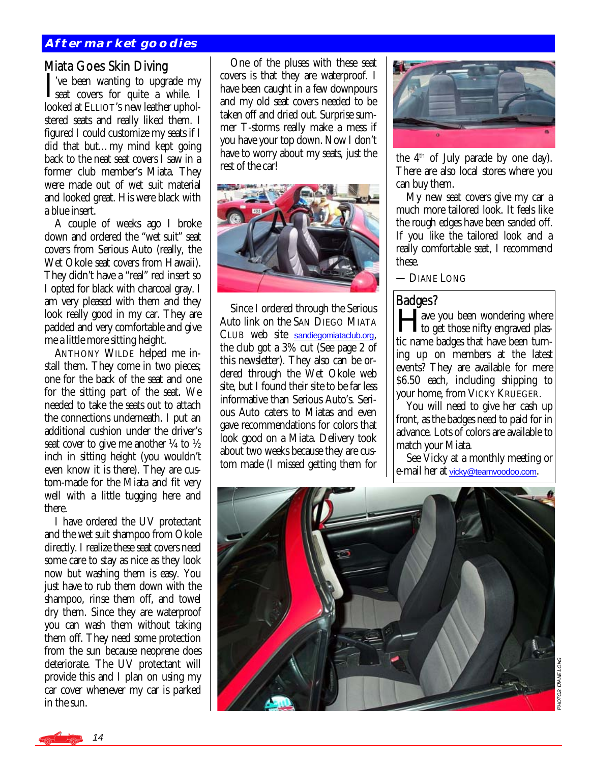## Aftermarket goodies

### Miata Goes Skin Diving

I've been wanting to upgrade my seat covers for quite a while. I looked at ELLIOT's new leather upholstered seats and really liked them. I figured I could customize my seats if I did that but…my mind kept going back to the neat seat covers I saw in a former club member's Miata. They were made out of wet suit material and looked great. His were black with a blue insert.

A couple of weeks ago I broke down and ordered the "wet suit" seat covers from Serious Auto (really, the Wet Okole seat covers from Hawaii). They didn't have a "real" red insert so I opted for black with charcoal gray. I am very pleased with them and they look really good in my car. They are padded and very comfortable and give me a little more sitting height.

ANTHONY WILDE helped me install them. They come in two pieces; one for the back of the seat and one for the sitting part of the seat. We needed to take the seats out to attach the connections underneath. I put an additional cushion under the driver's seat cover to give me another ¼ to ½ inch in sitting height (you wouldn't even know it is there). They are custom-made for the Miata and fit very well with a little tugging here and there.

I have ordered the UV protectant and the wet suit shampoo from Okole directly. I realize these seat covers need some care to stay as nice as they look now but washing them is easy. You just have to rub them down with the shampoo, rinse them off, and towel dry them. Since they are waterproof you can wash them without taking them off. They need some protection from the sun because neoprene does deteriorate. The UV protectant will provide this and I plan on using my car cover whenever my car is parked in the sun.

One of the pluses with these seat covers is that they are waterproof. I have been caught in a few downpours and my old seat covers needed to be taken off and dried out. Surprise summer T-storms really make a mess if you have your top down. Now I don't have to worry about my seats, just the rest of the car!

Since I ordered through the Serious Auto link on the SAN DIEGO MIATA CLUB web site sandiegomiataclub.org, the club got a 3% cut (See page 2 of this newsletter). They also can be ordered through the Wet Okole web site, but I found their site to be far less informative than Serious Auto's. Serious Auto caters to Miatas and even gave recommendations for colors that look good on a Miata. Delivery took about two weeks because they are custom made (I missed getting them for the 4th of July parade by one day). There are also local stores where you can buy them.

My new seat covers give my car a much more tailored look. It feels like the rough edges have been sanded off. If you like the tailored look and a really comfortable seat, I recommend these.

— DIANE LONG

### Badges?

Have you been wondering where to get those nifty engraved plastic name badges that have been turning up on members at the latest events? They are available for mere $6.50 each, including shipping to your home, from VICKY KRUEGER.

You will need to give her cash up front, as the badges need to paid for in advance. Lots of colors are available to match your Miata.

See Vicky at a monthly meeting or e-mail her at vicky@teamvoodoo.com.

PHOTOS DIANE LONG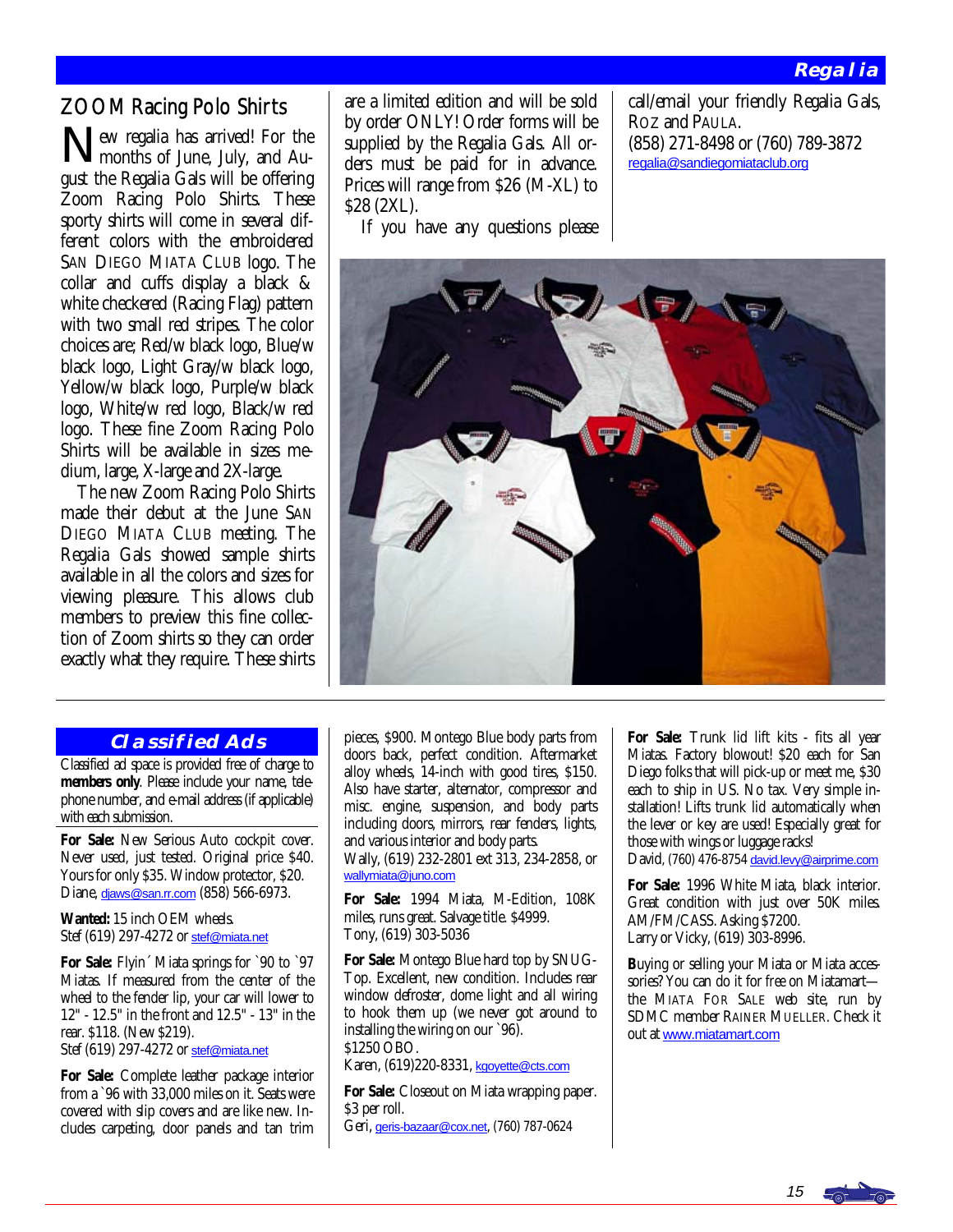## ZOOM Racing Polo Shirts

New regalia has arrived! For the months of June, July, and August the Regalia Gals will be offering Zoom Racing Polo Shirts. These sporty shirts will come in several different colors with the embroidered SAN DIEGO MIATA CLUB logo. The collar and cuffs display a black & white checkered (Racing Flag) pattern with two small red stripes. The color choices are; Red/w black logo, Blue/w black logo, Light Gray/w black logo, Yellow/w black logo, Purple/w black logo, White/w red logo, Black/w red logo. These fine Zoom Racing Polo Shirts will be available in sizes medium, large, X-large and 2X-large.

The new Zoom Racing Polo Shirts made their debut at the June SAN DIEGO MIATA CLUB meeting. The Regalia Gals showed sample shirts available in all the colors and sizes for viewing pleasure. This allows club members to preview this fine collection of Zoom shirts so they can order exactly what they require. These shirts are a limited edition and will be sold by order ONLY! Order forms will be supplied by the Regalia Gals. All orders must be paid for in advance. Prices will range from $26 (M-XL) to $28 (2XL).

If you have any questions please call/email your friendly Regalia Gals, ROZ and PAULA.
(858) 271-8498 or (760) 789-3872
regalia@sandiegomiataclub.org

## Classified Ads

Classified ad space is provided free of charge to **members only**. Please include your name, telephone number, and e-mail address (if applicable) with each submission.

**For Sale:** New Serious Auto cockpit cover. Never used, just tested. Original price $40. Yours for only $35. Window protector, $20.
Diane, djaws@san.rr.com (858) 566-6973.

**Wanted:** 15 inch OEM wheels.
Stef (619) 297-4272 or stef@miata.net

**For Sale:** Flyin´ Miata springs for `90 to `97 Miatas. If measured from the center of the wheel to the fender lip, your car will lower to 12" - 12.5" in the front and 12.5" - 13" in the rear. $118. (New $219).
Stef (619) 297-4272 or stef@miata.net

**For Sale:** Complete leather package interior from a `96 with 33,000 miles on it. Seats were covered with slip covers and are like new. Includes carpeting, door panels and tan trim pieces, $900. Montego Blue body parts from doors back, perfect condition. Aftermarket alloy wheels, 14-inch with good tires, $150. Also have starter, alternator, compressor and misc. engine, suspension, and body parts including doors, mirrors, rear fenders, lights, and various interior and body parts.
Wally, (619) 232-2801 ext 313, 234-2858, or wallymiata@juno.com

**For Sale:** 1994 Miata, M-Edition, 108K miles, runs great. Salvage title. $4999.
Tony, (619) 303-5036

**For Sale:** Montego Blue hard top by SNUG-Top. Excellent, new condition. Includes rear window defroster, dome light and all wiring to hook them up (we never got around to installing the wiring on our `96).
$1250 OBO.
Karen, (619)220-8331, kgoyette@cts.com

**For Sale:** Closeout on Miata wrapping paper. $3 per roll.
Geri, geris-bazaar@cox.net, (760) 787-0624

**For Sale:** Trunk lid lift kits - fits all year Miatas. Factory blowout! $20 each for San Diego folks that will pick-up or meet me, $30 each to ship in US. No tax. Very simple installation! Lifts trunk lid automatically when the lever or key are used! Especially great for those with wings or luggage racks!
David, (760) 476-8754 david.levy@airprime.com

**For Sale:** 1996 White Miata, black interior. Great condition with just over 50K miles. AM/FM/CASS. Asking $7200.
Larry or Vicky, (619) 303-8996.

**Buying or selling your Miata or Miata accessories? You can do it for free on Miatamart—the MIATA FOR SALE web site, run by SDMC member RAINER MUELLER. Check it out at www.miatamart.com